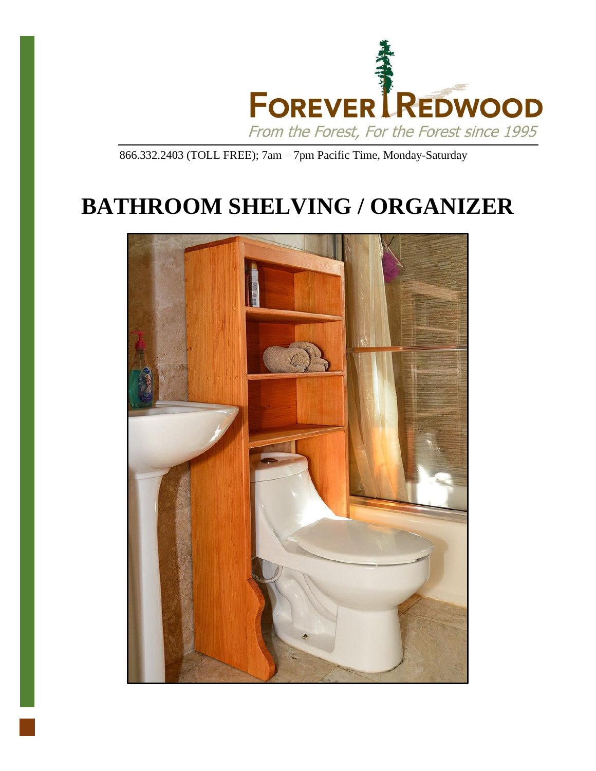FOREVER REDWOOD

*From the Forest, For the Forest since 1995*

866.332.2403 (TOLL FREE); 7am – 7pm Pacific Time, Monday-Saturday

# BATHROOM SHELVING / ORGANIZER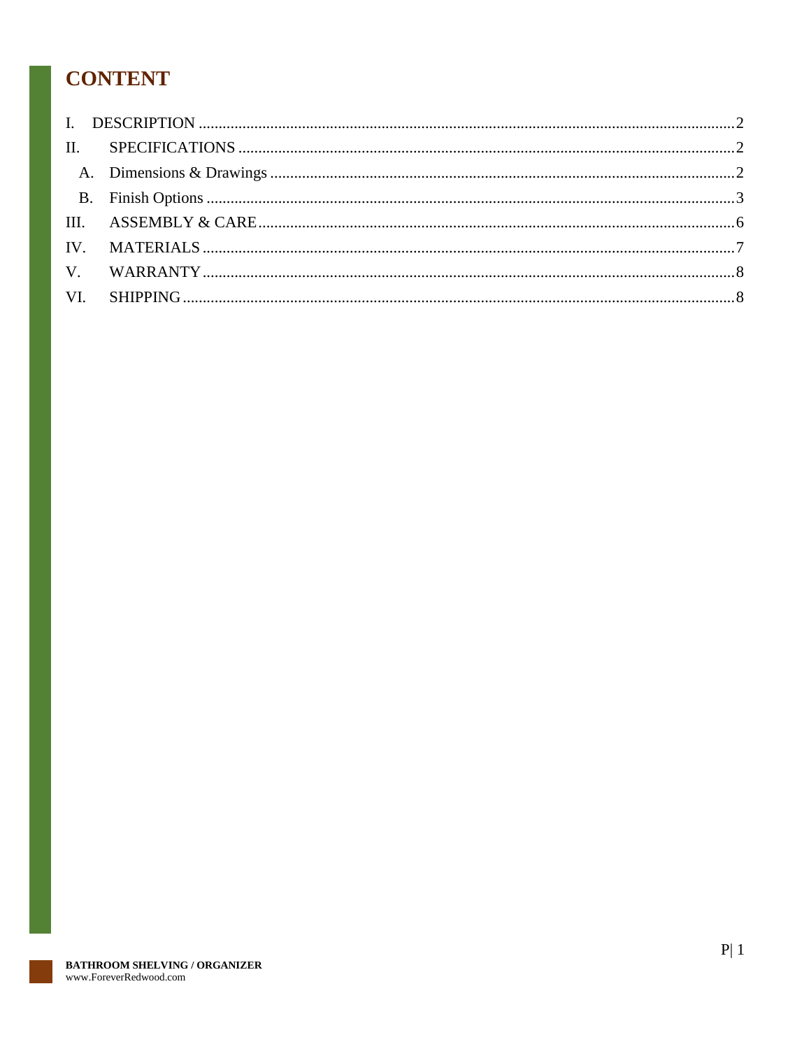# CONTENT

I. DESCRIPTION .......... 2

II. SPECIFICATIONS .......... 2

  A. Dimensions & Drawings .......... 2

  B. Finish Options .......... 3

III. ASSEMBLY & CARE .......... 6

IV. MATERIALS .......... 7

V. WARRANTY .......... 8

VI. SHIPPING .......... 8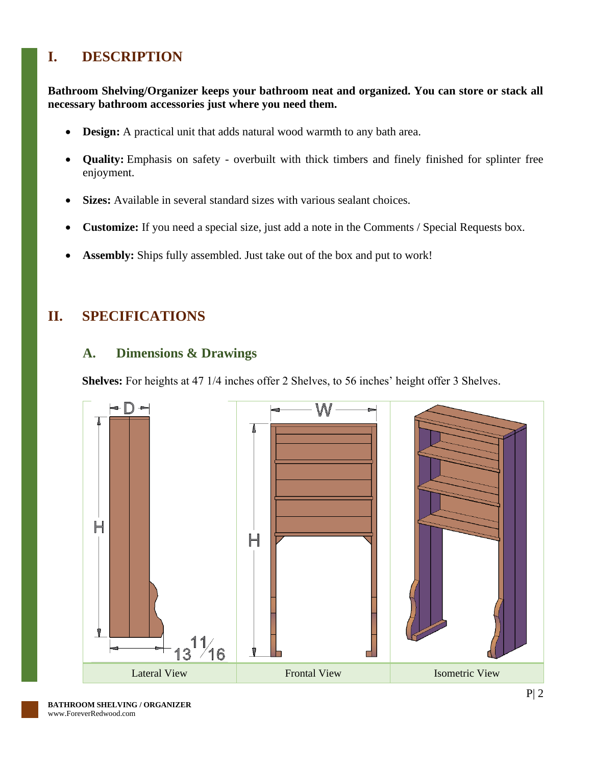# I. DESCRIPTION

**Bathroom Shelving/Organizer keeps your bathroom neat and organized. You can store or stack all necessary bathroom accessories just where you need them.**

- **Design:** A practical unit that adds natural wood warmth to any bath area.
- **Quality:** Emphasis on safety - overbuilt with thick timbers and finely finished for splinter free enjoyment.
- **Sizes:** Available in several standard sizes with various sealant choices.
- **Customize:** If you need a special size, just add a note in the Comments / Special Requests box.
- **Assembly:** Ships fully assembled. Just take out of the box and put to work!

# II. SPECIFICATIONS

## A. Dimensions & Drawings

**Shelves:** For heights at 47 1/4 inches offer 2 Shelves, to 56 inches' height offer 3 Shelves.

| Lateral View | Frontal View | Isometric View |
|---|---|---|
| D, H, 13 11/16 | W, H | |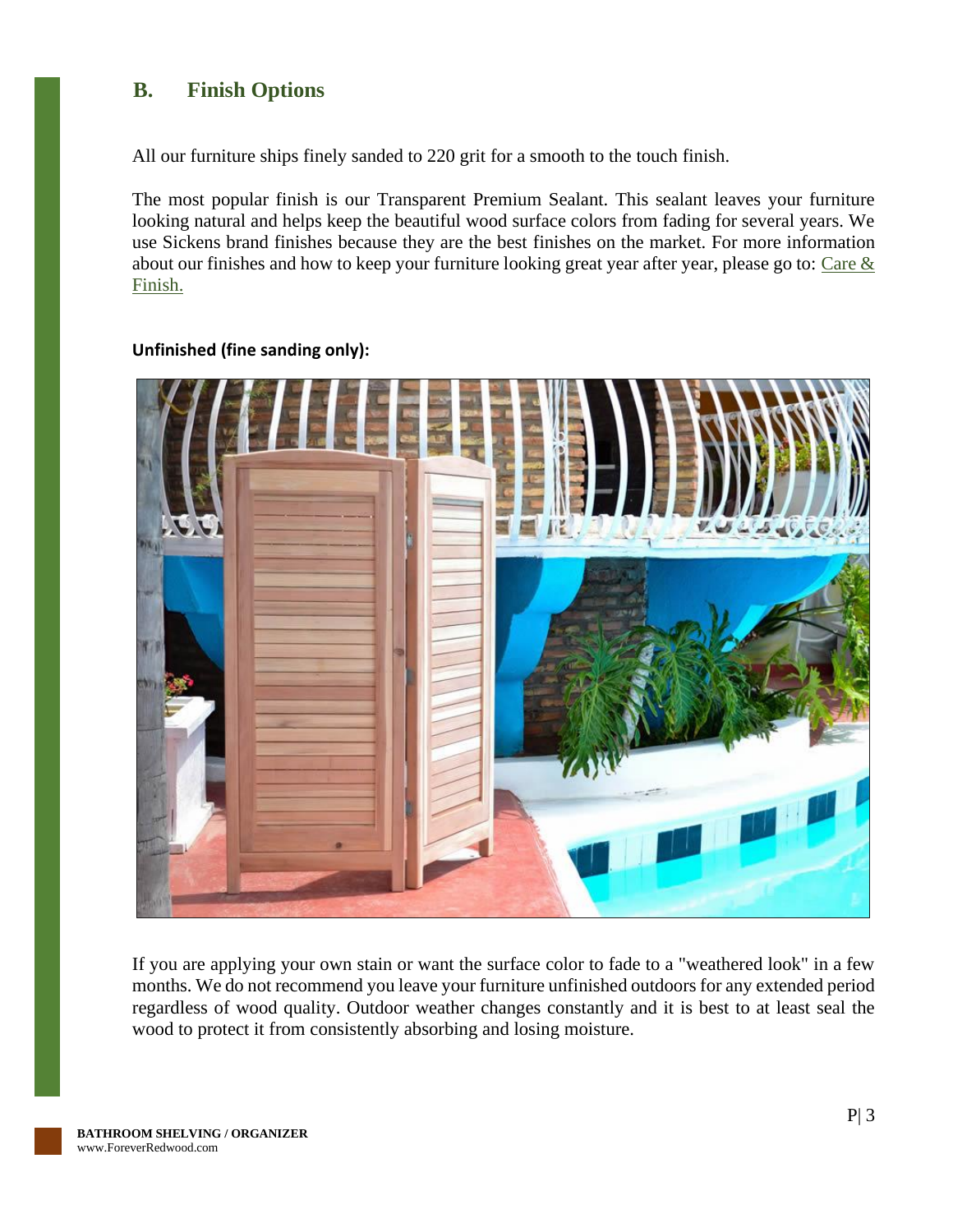## B. Finish Options

All our furniture ships finely sanded to 220 grit for a smooth to the touch finish.

The most popular finish is our Transparent Premium Sealant. This sealant leaves your furniture looking natural and helps keep the beautiful wood surface colors from fading for several years. We use Sickens brand finishes because they are the best finishes on the market. For more information about our finishes and how to keep your furniture looking great year after year, please go to: Care & Finish.

**Unfinished (fine sanding only):**

If you are applying your own stain or want the surface color to fade to a "weathered look" in a few months. We do not recommend you leave your furniture unfinished outdoors for any extended period regardless of wood quality. Outdoor weather changes constantly and it is best to at least seal the wood to protect it from consistently absorbing and losing moisture.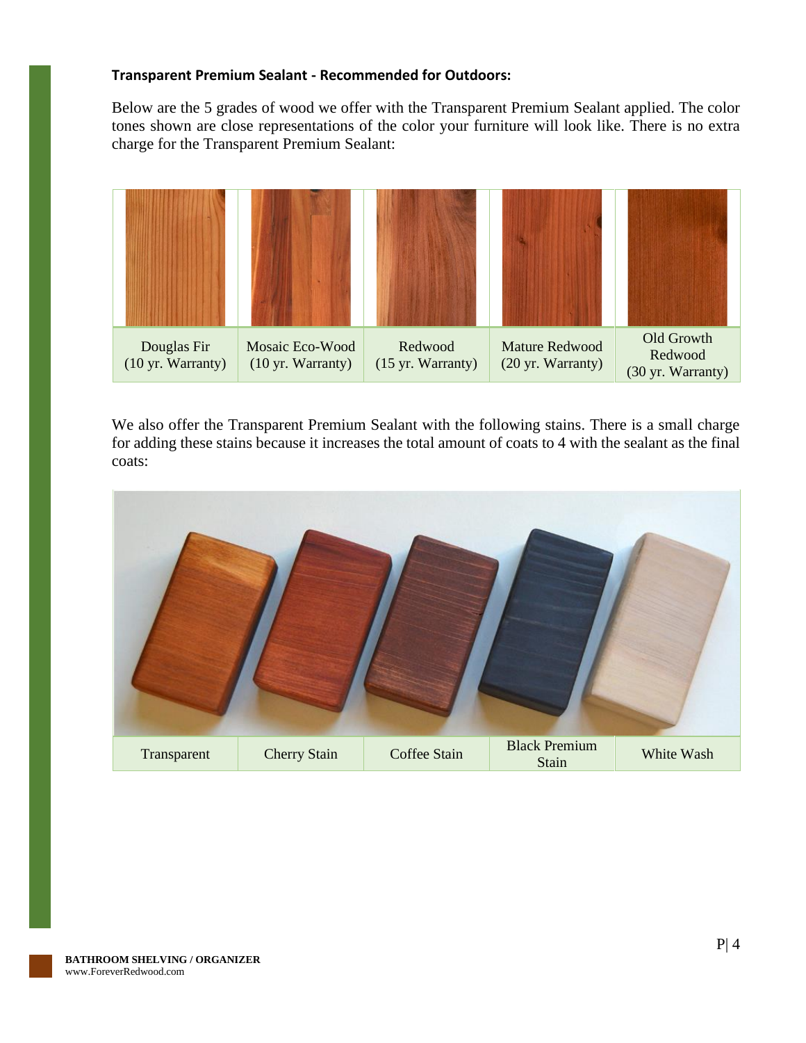**Transparent Premium Sealant - Recommended for Outdoors:**

Below are the 5 grades of wood we offer with the Transparent Premium Sealant applied. The color tones shown are close representations of the color your furniture will look like. There is no extra charge for the Transparent Premium Sealant:

| Douglas Fir (10 yr. Warranty) | Mosaic Eco-Wood (10 yr. Warranty) | Redwood (15 yr. Warranty) | Mature Redwood (20 yr. Warranty) | Old Growth Redwood (30 yr. Warranty) |
|---|---|---|---|---|

We also offer the Transparent Premium Sealant with the following stains. There is a small charge for adding these stains because it increases the total amount of coats to 4 with the sealant as the final coats:

| Transparent | Cherry Stain | Coffee Stain | Black Premium Stain | White Wash |
|---|---|---|---|---|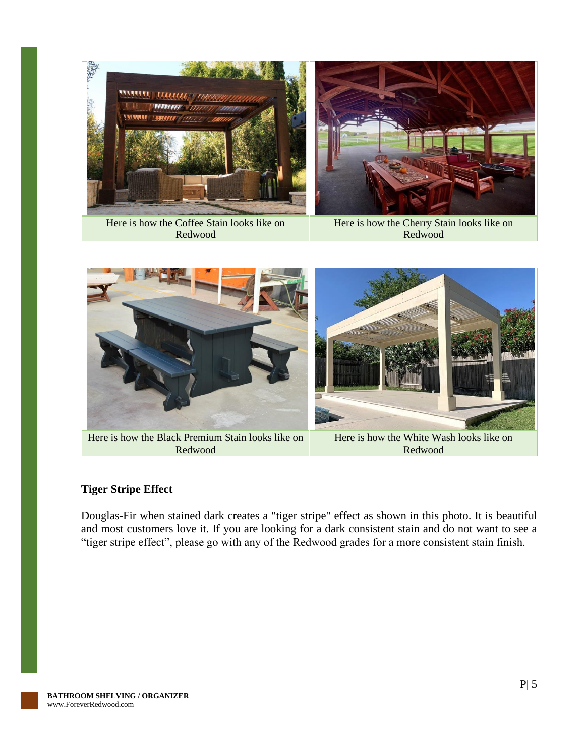| Here is how the Coffee Stain looks like on Redwood | Here is how the Cherry Stain looks like on Redwood |
| --- | --- |

| Here is how the Black Premium Stain looks like on Redwood | Here is how the White Wash looks like on Redwood |
| --- | --- |

**Tiger Stripe Effect**

Douglas-Fir when stained dark creates a "tiger stripe" effect as shown in this photo. It is beautiful and most customers love it. If you are looking for a dark consistent stain and do not want to see a “tiger stripe effect”, please go with any of the Redwood grades for a more consistent stain finish.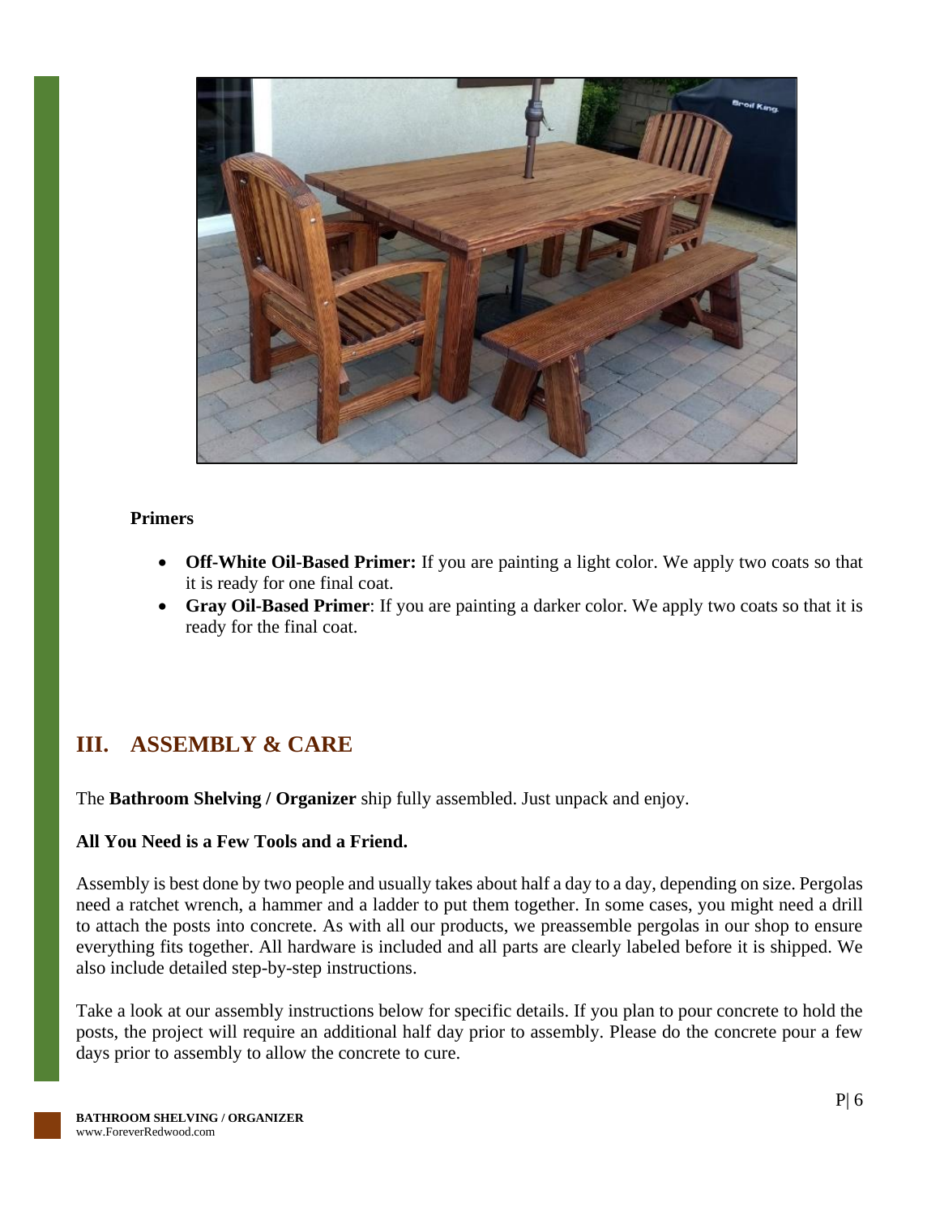**Primers**

- **Off-White Oil-Based Primer:** If you are painting a light color. We apply two coats so that it is ready for one final coat.
- **Gray Oil-Based Primer**: If you are painting a darker color. We apply two coats so that it is ready for the final coat.

## III. ASSEMBLY & CARE

The **Bathroom Shelving / Organizer** ship fully assembled. Just unpack and enjoy.

**All You Need is a Few Tools and a Friend.**

Assembly is best done by two people and usually takes about half a day to a day, depending on size. Pergolas need a ratchet wrench, a hammer and a ladder to put them together. In some cases, you might need a drill to attach the posts into concrete. As with all our products, we preassemble pergolas in our shop to ensure everything fits together. All hardware is included and all parts are clearly labeled before it is shipped. We also include detailed step-by-step instructions.

Take a look at our assembly instructions below for specific details. If you plan to pour concrete to hold the posts, the project will require an additional half day prior to assembly. Please do the concrete pour a few days prior to assembly to allow the concrete to cure.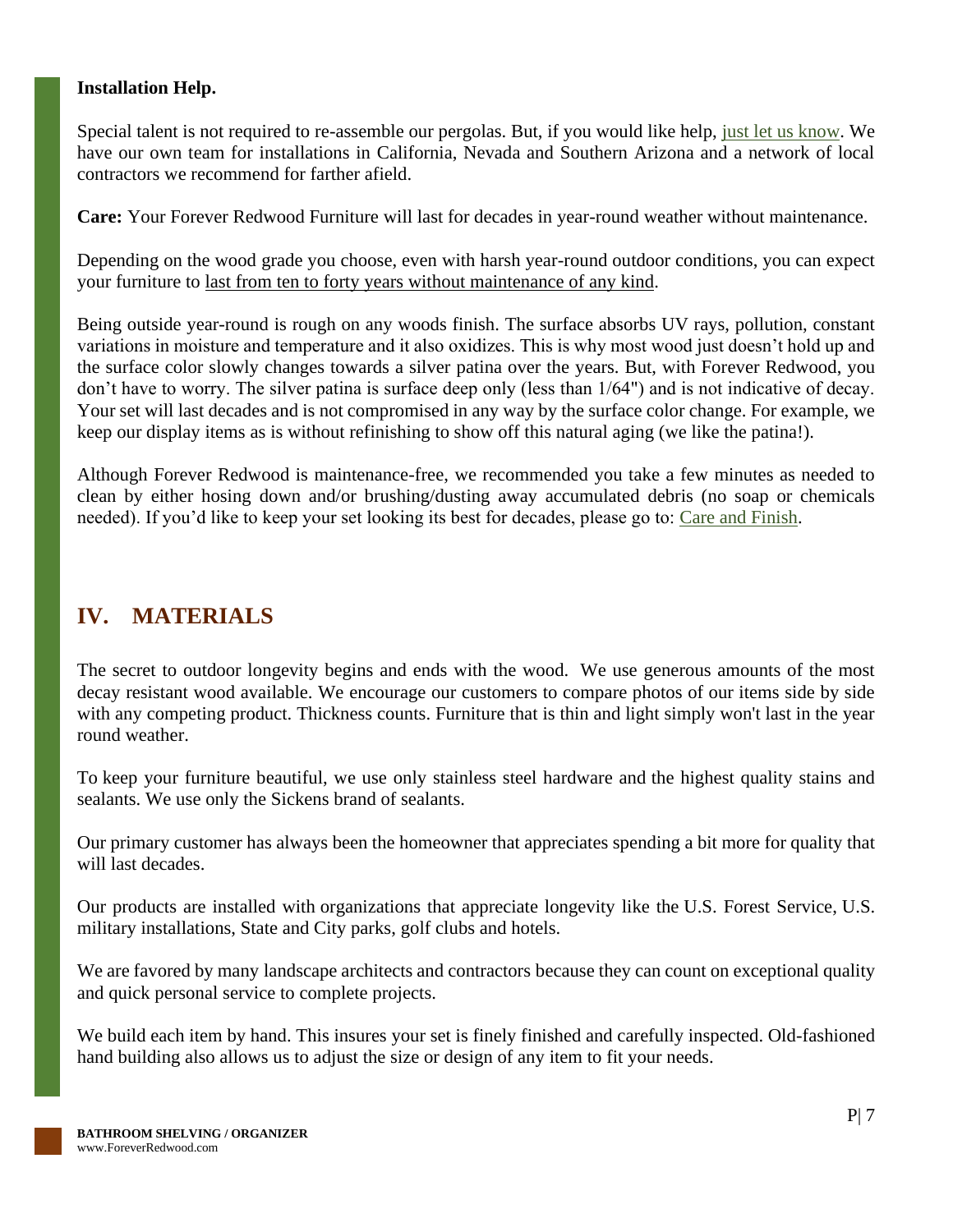**Installation Help.**

Special talent is not required to re-assemble our pergolas. But, if you would like help, just let us know. We have our own team for installations in California, Nevada and Southern Arizona and a network of local contractors we recommend for farther afield.

**Care:** Your Forever Redwood Furniture will last for decades in year-round weather without maintenance.

Depending on the wood grade you choose, even with harsh year-round outdoor conditions, you can expect your furniture to last from ten to forty years without maintenance of any kind.

Being outside year-round is rough on any woods finish. The surface absorbs UV rays, pollution, constant variations in moisture and temperature and it also oxidizes. This is why most wood just doesn't hold up and the surface color slowly changes towards a silver patina over the years. But, with Forever Redwood, you don't have to worry. The silver patina is surface deep only (less than 1/64") and is not indicative of decay. Your set will last decades and is not compromised in any way by the surface color change. For example, we keep our display items as is without refinishing to show off this natural aging (we like the patina!).

Although Forever Redwood is maintenance-free, we recommended you take a few minutes as needed to clean by either hosing down and/or brushing/dusting away accumulated debris (no soap or chemicals needed). If you'd like to keep your set looking its best for decades, please go to: Care and Finish.

## IV. MATERIALS

The secret to outdoor longevity begins and ends with the wood. We use generous amounts of the most decay resistant wood available. We encourage our customers to compare photos of our items side by side with any competing product. Thickness counts. Furniture that is thin and light simply won't last in the year round weather.

To keep your furniture beautiful, we use only stainless steel hardware and the highest quality stains and sealants. We use only the Sickens brand of sealants.

Our primary customer has always been the homeowner that appreciates spending a bit more for quality that will last decades.

Our products are installed with organizations that appreciate longevity like the U.S. Forest Service, U.S. military installations, State and City parks, golf clubs and hotels.

We are favored by many landscape architects and contractors because they can count on exceptional quality and quick personal service to complete projects.

We build each item by hand. This insures your set is finely finished and carefully inspected. Old-fashioned hand building also allows us to adjust the size or design of any item to fit your needs.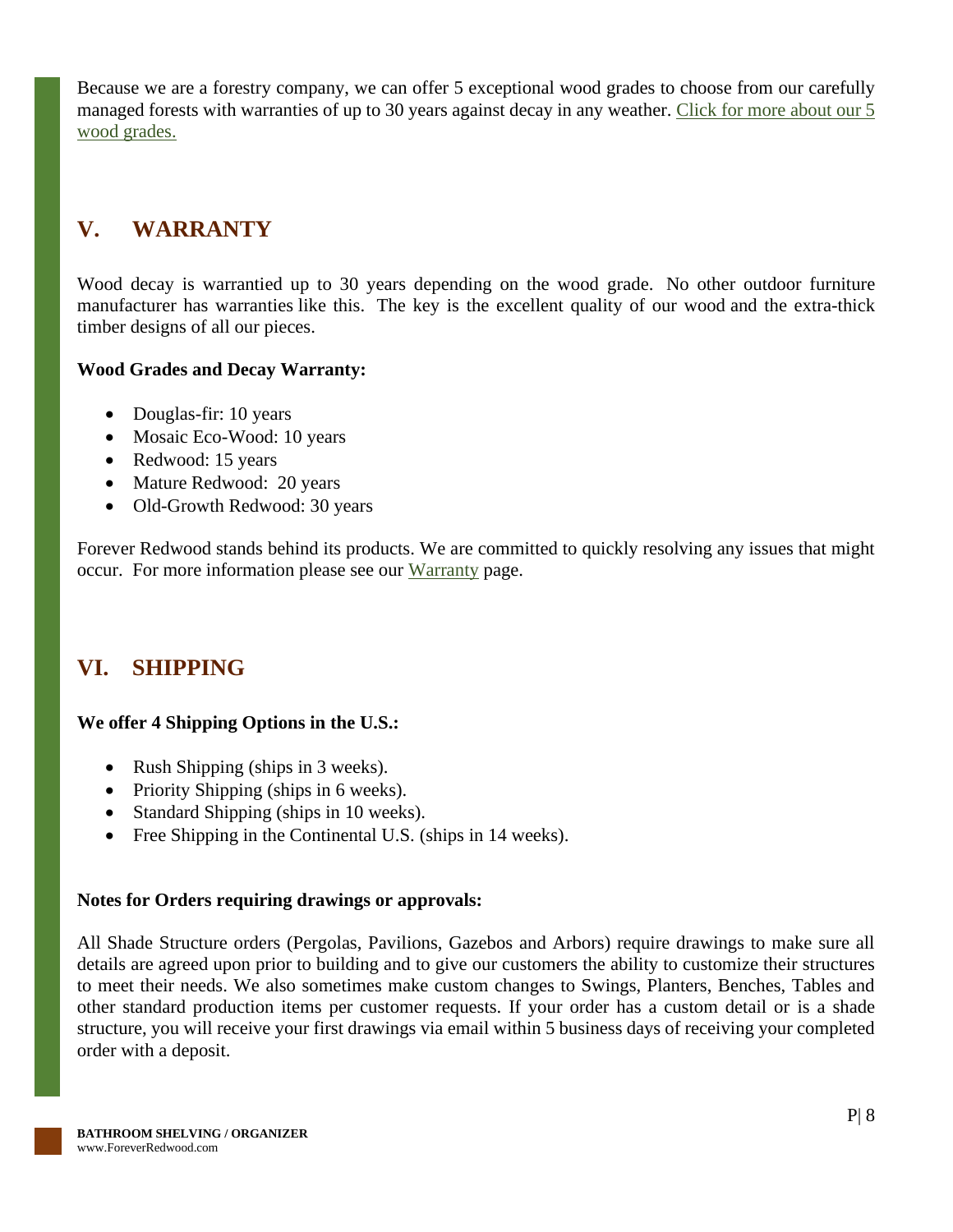Because we are a forestry company, we can offer 5 exceptional wood grades to choose from our carefully managed forests with warranties of up to 30 years against decay in any weather. Click for more about our 5 wood grades.

## V. WARRANTY

Wood decay is warrantied up to 30 years depending on the wood grade. No other outdoor furniture manufacturer has warranties like this. The key is the excellent quality of our wood and the extra-thick timber designs of all our pieces.

**Wood Grades and Decay Warranty:**

- Douglas-fir: 10 years
- Mosaic Eco-Wood: 10 years
- Redwood: 15 years
- Mature Redwood: 20 years
- Old-Growth Redwood: 30 years

Forever Redwood stands behind its products. We are committed to quickly resolving any issues that might occur. For more information please see our Warranty page.

## VI. SHIPPING

**We offer 4 Shipping Options in the U.S.:**

- Rush Shipping (ships in 3 weeks).
- Priority Shipping (ships in 6 weeks).
- Standard Shipping (ships in 10 weeks).
- Free Shipping in the Continental U.S. (ships in 14 weeks).

**Notes for Orders requiring drawings or approvals:**

All Shade Structure orders (Pergolas, Pavilions, Gazebos and Arbors) require drawings to make sure all details are agreed upon prior to building and to give our customers the ability to customize their structures to meet their needs. We also sometimes make custom changes to Swings, Planters, Benches, Tables and other standard production items per customer requests. If your order has a custom detail or is a shade structure, you will receive your first drawings via email within 5 business days of receiving your completed order with a deposit.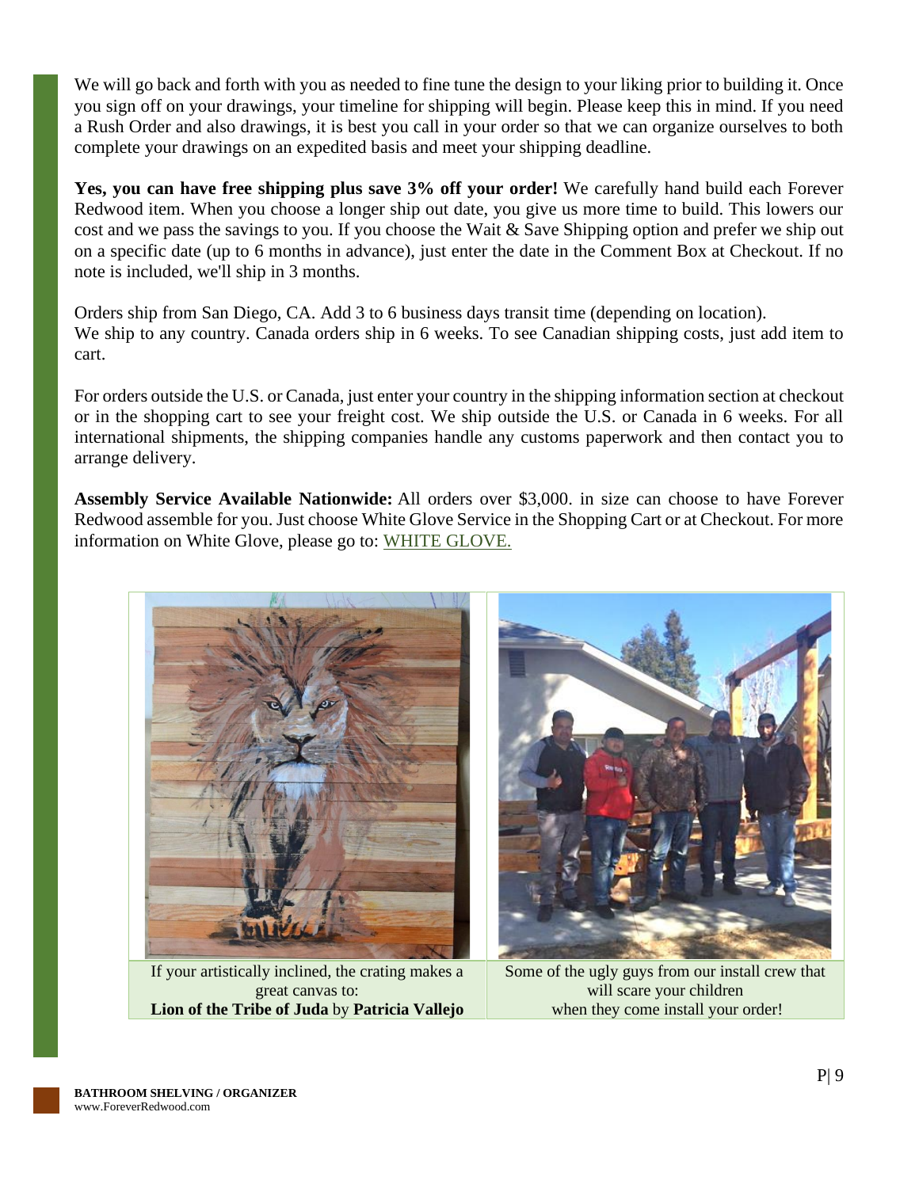We will go back and forth with you as needed to fine tune the design to your liking prior to building it. Once you sign off on your drawings, your timeline for shipping will begin. Please keep this in mind. If you need a Rush Order and also drawings, it is best you call in your order so that we can organize ourselves to both complete your drawings on an expedited basis and meet your shipping deadline.

**Yes, you can have free shipping plus save 3% off your order!** We carefully hand build each Forever Redwood item. When you choose a longer ship out date, you give us more time to build. This lowers our cost and we pass the savings to you. If you choose the Wait & Save Shipping option and prefer we ship out on a specific date (up to 6 months in advance), just enter the date in the Comment Box at Checkout. If no note is included, we'll ship in 3 months.

Orders ship from San Diego, CA. Add 3 to 6 business days transit time (depending on location).
We ship to any country. Canada orders ship in 6 weeks. To see Canadian shipping costs, just add item to cart.

For orders outside the U.S. or Canada, just enter your country in the shipping information section at checkout or in the shopping cart to see your freight cost. We ship outside the U.S. or Canada in 6 weeks. For all international shipments, the shipping companies handle any customs paperwork and then contact you to arrange delivery.

**Assembly Service Available Nationwide:** All orders over $3,000. in size can choose to have Forever Redwood assemble for you. Just choose White Glove Service in the Shopping Cart or at Checkout. For more information on White Glove, please go to: WHITE GLOVE.

If your artistically inclined, the crating makes a great canvas to:
**Lion of the Tribe of Juda** by **Patricia Vallejo**

Some of the ugly guys from our install crew that will scare your children when they come install your order!